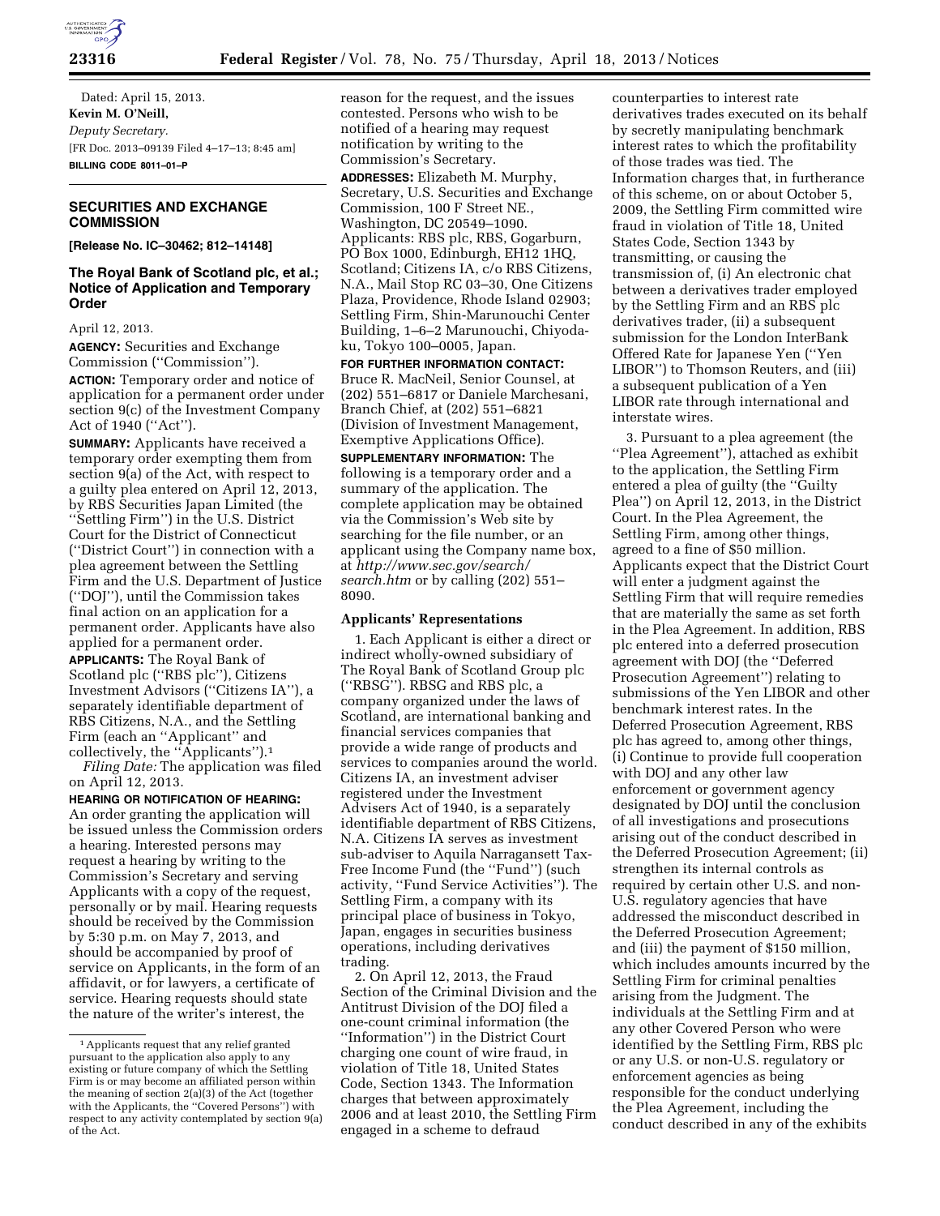Dated: April 15, 2013.

**Kevin M. O'Neill,**

*Deputy Secretary.*

[FR Doc. 2013–09139 Filed 4–17–13; 8:45 am]

**BILLING CODE 8011–01–P**

## SECURITIES AND EXCHANGE COMMISSION

**[Release No. IC–30462; 812–14148]**

### The Royal Bank of Scotland plc, et al.; Notice of Application and Temporary Order

April 12, 2013.

**AGENCY:** Securities and Exchange Commission (''Commission'').

**ACTION:** Temporary order and notice of application for a permanent order under section 9(c) of the Investment Company Act of 1940 (''Act'').

**SUMMARY:** Applicants have received a temporary order exempting them from section 9(a) of the Act, with respect to a guilty plea entered on April 12, 2013, by RBS Securities Japan Limited (the ''Settling Firm'') in the U.S. District Court for the District of Connecticut (''District Court'') in connection with a plea agreement between the Settling Firm and the U.S. Department of Justice (''DOJ''), until the Commission takes final action on an application for a permanent order. Applicants have also applied for a permanent order.

**APPLICANTS:** The Royal Bank of Scotland plc (''RBS plc''), Citizens Investment Advisors (''Citizens IA''), a separately identifiable department of RBS Citizens, N.A., and the Settling Firm (each an ''Applicant'' and collectively, the ''Applicants'').[1]

*Filing Date:* The application was filed on April 12, 2013.

**HEARING OR NOTIFICATION OF HEARING:** An order granting the application will be issued unless the Commission orders a hearing. Interested persons may request a hearing by writing to the Commission's Secretary and serving Applicants with a copy of the request, personally or by mail. Hearing requests should be received by the Commission by 5:30 p.m. on May 7, 2013, and should be accompanied by proof of service on Applicants, in the form of an affidavit, or for lawyers, a certificate of service. Hearing requests should state the nature of the writer's interest, the reason for the request, and the issues contested. Persons who wish to be notified of a hearing may request notification by writing to the Commission's Secretary.

**ADDRESSES:** Elizabeth M. Murphy, Secretary, U.S. Securities and Exchange Commission, 100 F Street NE., Washington, DC 20549–1090. Applicants: RBS plc, RBS, Gogarburn, PO Box 1000, Edinburgh, EH12 1HQ, Scotland; Citizens IA, c/o RBS Citizens, N.A., Mail Stop RC 03–30, One Citizens Plaza, Providence, Rhode Island 02903; Settling Firm, Shin-Marunouchi Center Building, 1–6–2 Marunouchi, Chiyoda-ku, Tokyo 100–0005, Japan.

**FOR FURTHER INFORMATION CONTACT:** Bruce R. MacNeil, Senior Counsel, at (202) 551–6817 or Daniele Marchesani, Branch Chief, at (202) 551–6821 (Division of Investment Management, Exemptive Applications Office).

**SUPPLEMENTARY INFORMATION:** The following is a temporary order and a summary of the application. The complete application may be obtained via the Commission's Web site by searching for the file number, or an applicant using the Company name box, at *http://www.sec.gov/search/search.htm* or by calling (202) 551–8090.

### Applicants' Representations

1. Each Applicant is either a direct or indirect wholly-owned subsidiary of The Royal Bank of Scotland Group plc (''RBSG''). RBSG and RBS plc, a company organized under the laws of Scotland, are international banking and financial services companies that provide a wide range of products and services to companies around the world. Citizens IA, an investment adviser registered under the Investment Advisers Act of 1940, is a separately identifiable department of RBS Citizens, N.A. Citizens IA serves as investment sub-adviser to Aquila Narragansett Tax-Free Income Fund (the ''Fund'') (such activity, ''Fund Service Activities''). The Settling Firm, a company with its principal place of business in Tokyo, Japan, engages in securities business operations, including derivatives trading.

2. On April 12, 2013, the Fraud Section of the Criminal Division and the Antitrust Division of the DOJ filed a one-count criminal information (the ''Information'') in the District Court charging one count of wire fraud, in violation of Title 18, United States Code, Section 1343. The Information charges that between approximately 2006 and at least 2010, the Settling Firm engaged in a scheme to defraud counterparties to interest rate derivatives trades executed on its behalf by secretly manipulating benchmark interest rates to which the profitability of those trades was tied. The Information charges that, in furtherance of this scheme, on or about October 5, 2009, the Settling Firm committed wire fraud in violation of Title 18, United States Code, Section 1343 by transmitting, or causing the transmission of, (i) An electronic chat between a derivatives trader employed by the Settling Firm and an RBS plc derivatives trader, (ii) a subsequent submission for the London InterBank Offered Rate for Japanese Yen (''Yen LIBOR'') to Thomson Reuters, and (iii) a subsequent publication of a Yen LIBOR rate through international and interstate wires.

3. Pursuant to a plea agreement (the ''Plea Agreement''), attached as exhibit to the application, the Settling Firm entered a plea of guilty (the ''Guilty Plea'') on April 12, 2013, in the District Court. In the Plea Agreement, the Settling Firm, among other things, agreed to a fine of $50 million. Applicants expect that the District Court will enter a judgment against the Settling Firm that will require remedies that are materially the same as set forth in the Plea Agreement. In addition, RBS plc entered into a deferred prosecution agreement with DOJ (the ''Deferred Prosecution Agreement'') relating to submissions of the Yen LIBOR and other benchmark interest rates. In the Deferred Prosecution Agreement, RBS plc has agreed to, among other things, (i) Continue to provide full cooperation with DOJ and any other law enforcement or government agency designated by DOJ until the conclusion of all investigations and prosecutions arising out of the conduct described in the Deferred Prosecution Agreement; (ii) strengthen its internal controls as required by certain other U.S. and non-U.S. regulatory agencies that have addressed the misconduct described in the Deferred Prosecution Agreement; and (iii) the payment of $150 million, which includes amounts incurred by the Settling Firm for criminal penalties arising from the Judgment. The individuals at the Settling Firm and at any other Covered Person who were identified by the Settling Firm, RBS plc or any U.S. or non-U.S. regulatory or enforcement agencies as being responsible for the conduct underlying the Plea Agreement, including the conduct described in any of the exhibits

[1] Applicants request that any relief granted pursuant to the application also apply to any existing or future company of which the Settling Firm is or may become an affiliated person within the meaning of section 2(a)(3) of the Act (together with the Applicants, the ''Covered Persons'') with respect to any activity contemplated by section 9(a) of the Act.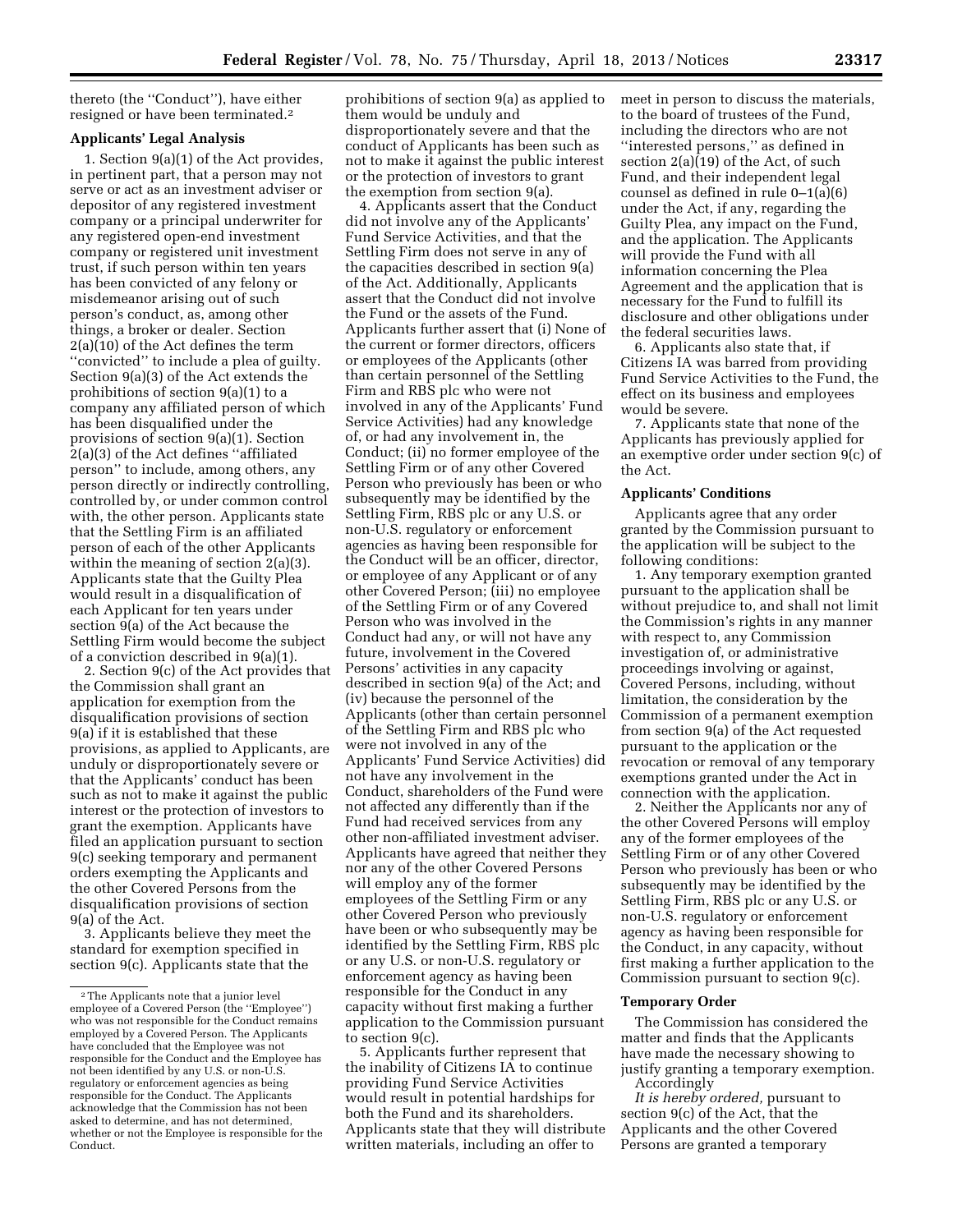thereto (the "Conduct"), have either resigned or have been terminated.[2]

### Applicants' Legal Analysis

1. Section 9(a)(1) of the Act provides, in pertinent part, that a person may not serve or act as an investment adviser or depositor of any registered investment company or a principal underwriter for any registered open-end investment company or registered unit investment trust, if such person within ten years has been convicted of any felony or misdemeanor arising out of such person's conduct, as, among other things, a broker or dealer. Section 2(a)(10) of the Act defines the term "convicted" to include a plea of guilty. Section 9(a)(3) of the Act extends the prohibitions of section 9(a)(1) to a company any affiliated person of which has been disqualified under the provisions of section 9(a)(1). Section 2(a)(3) of the Act defines "affiliated person" to include, among others, any person directly or indirectly controlling, controlled by, or under common control with, the other person. Applicants state that the Settling Firm is an affiliated person of each of the other Applicants within the meaning of section 2(a)(3). Applicants state that the Guilty Plea would result in a disqualification of each Applicant for ten years under section 9(a) of the Act because the Settling Firm would become the subject of a conviction described in 9(a)(1).

2. Section 9(c) of the Act provides that the Commission shall grant an application for exemption from the disqualification provisions of section 9(a) if it is established that these provisions, as applied to Applicants, are unduly or disproportionately severe or that the Applicants' conduct has been such as not to make it against the public interest or the protection of investors to grant the exemption. Applicants have filed an application pursuant to section 9(c) seeking temporary and permanent orders exempting the Applicants and the other Covered Persons from the disqualification provisions of section 9(a) of the Act.

3. Applicants believe they meet the standard for exemption specified in section 9(c). Applicants state that the prohibitions of section 9(a) as applied to them would be unduly and disproportionately severe and that the conduct of Applicants has been such as not to make it against the public interest or the protection of investors to grant the exemption from section 9(a).

4. Applicants assert that the Conduct did not involve any of the Applicants' Fund Service Activities, and that the Settling Firm does not serve in any of the capacities described in section 9(a) of the Act. Additionally, Applicants assert that the Conduct did not involve the Fund or the assets of the Fund. Applicants further assert that (i) None of the current or former directors, officers or employees of the Applicants (other than certain personnel of the Settling Firm and RBS plc who were not involved in any of the Applicants' Fund Service Activities) had any knowledge of, or had any involvement in, the Conduct; (ii) no former employee of the Settling Firm or of any other Covered Person who previously has been or who subsequently may be identified by the Settling Firm, RBS plc or any U.S. or non-U.S. regulatory or enforcement agencies as having been responsible for the Conduct will be an officer, director, or employee of any Applicant or of any other Covered Person; (iii) no employee of the Settling Firm or of any Covered Person who was involved in the Conduct had any, or will not have any future, involvement in the Covered Persons' activities in any capacity described in section 9(a) of the Act; and (iv) because the personnel of the Applicants (other than certain personnel of the Settling Firm and RBS plc who were not involved in any of the Applicants' Fund Service Activities) did not have any involvement in the Conduct, shareholders of the Fund were not affected any differently than if the Fund had received services from any other non-affiliated investment adviser. Applicants have agreed that neither they nor any of the other Covered Persons will employ any of the former employees of the Settling Firm or any other Covered Person who previously have been or who subsequently may be identified by the Settling Firm, RBS plc or any U.S. or non-U.S. regulatory or enforcement agency as having been responsible for the Conduct in any capacity without first making a further application to the Commission pursuant to section 9(c).

5. Applicants further represent that the inability of Citizens IA to continue providing Fund Service Activities would result in potential hardships for both the Fund and its shareholders. Applicants state that they will distribute written materials, including an offer to meet in person to discuss the materials, to the board of trustees of the Fund, including the directors who are not "interested persons," as defined in section 2(a)(19) of the Act, of such Fund, and their independent legal counsel as defined in rule 0–1(a)(6) under the Act, if any, regarding the Guilty Plea, any impact on the Fund, and the application. The Applicants will provide the Fund with all information concerning the Plea Agreement and the application that is necessary for the Fund to fulfill its disclosure and other obligations under the federal securities laws.

6. Applicants also state that, if Citizens IA was barred from providing Fund Service Activities to the Fund, the effect on its business and employees would be severe.

7. Applicants state that none of the Applicants has previously applied for an exemptive order under section 9(c) of the Act.

### Applicants' Conditions

Applicants agree that any order granted by the Commission pursuant to the application will be subject to the following conditions:

1. Any temporary exemption granted pursuant to the application shall be without prejudice to, and shall not limit the Commission's rights in any manner with respect to, any Commission investigation of, or administrative proceedings involving or against, Covered Persons, including, without limitation, the consideration by the Commission of a permanent exemption from section 9(a) of the Act requested pursuant to the application or the revocation or removal of any temporary exemptions granted under the Act in connection with the application.

2. Neither the Applicants nor any of the other Covered Persons will employ any of the former employees of the Settling Firm or of any other Covered Person who previously has been or who subsequently may be identified by the Settling Firm, RBS plc or any U.S. or non-U.S. regulatory or enforcement agency as having been responsible for the Conduct, in any capacity, without first making a further application to the Commission pursuant to section 9(c).

### Temporary Order

The Commission has considered the matter and finds that the Applicants have made the necessary showing to justify granting a temporary exemption.

Accordingly

*It is hereby ordered,* pursuant to section 9(c) of the Act, that the Applicants and the other Covered Persons are granted a temporary

[2] The Applicants note that a junior level employee of a Covered Person (the "Employee") who was not responsible for the Conduct remains employed by a Covered Person. The Applicants have concluded that the Employee was not responsible for the Conduct and the Employee has not been identified by any U.S. or non-U.S. regulatory or enforcement agencies as being responsible for the Conduct. The Applicants acknowledge that the Commission has not been asked to determine, and has not determined, whether or not the Employee is responsible for the Conduct.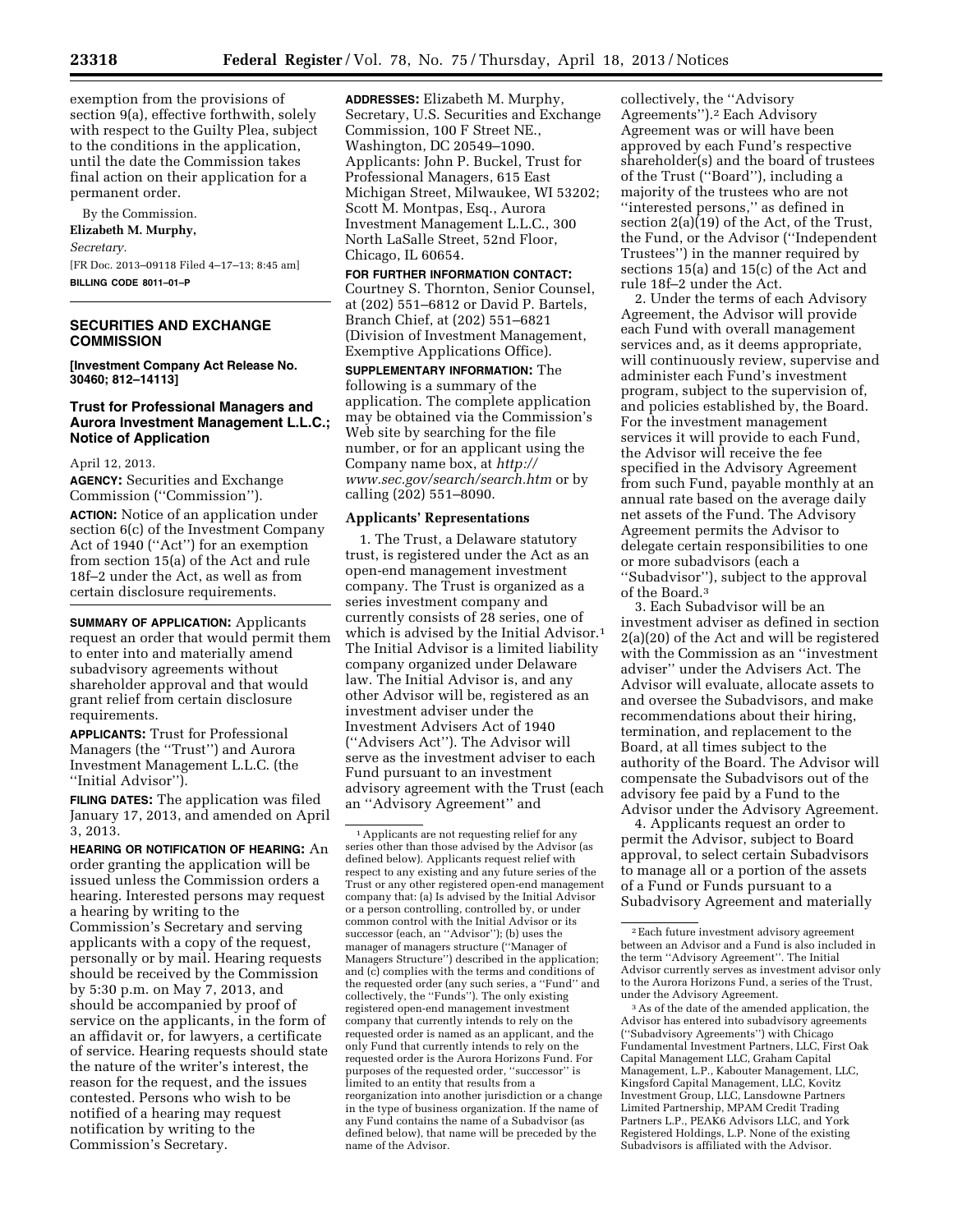exemption from the provisions of section 9(a), effective forthwith, solely with respect to the Guilty Plea, subject to the conditions in the application, until the date the Commission takes final action on their application for a permanent order.

By the Commission.

**Elizabeth M. Murphy,**

*Secretary.*

[FR Doc. 2013–09118 Filed 4–17–13; 8:45 am]

**BILLING CODE 8011–01–P**

## SECURITIES AND EXCHANGE COMMISSION

**[Investment Company Act Release No. 30460; 812–14113]**

## Trust for Professional Managers and Aurora Investment Management L.L.C.; Notice of Application

April 12, 2013.

**AGENCY:** Securities and Exchange Commission (''Commission'').

**ACTION:** Notice of an application under section 6(c) of the Investment Company Act of 1940 (''Act'') for an exemption from section 15(a) of the Act and rule 18f–2 under the Act, as well as from certain disclosure requirements.

**SUMMARY OF APPLICATION:** Applicants request an order that would permit them to enter into and materially amend subadvisory agreements without shareholder approval and that would grant relief from certain disclosure requirements.

**APPLICANTS:** Trust for Professional Managers (the ''Trust'') and Aurora Investment Management L.L.C. (the ''Initial Advisor'').

**FILING DATES:** The application was filed January 17, 2013, and amended on April 3, 2013.

**HEARING OR NOTIFICATION OF HEARING:** An order granting the application will be issued unless the Commission orders a hearing. Interested persons may request a hearing by writing to the Commission's Secretary and serving applicants with a copy of the request, personally or by mail. Hearing requests should be received by the Commission by 5:30 p.m. on May 7, 2013, and should be accompanied by proof of service on the applicants, in the form of an affidavit or, for lawyers, a certificate of service. Hearing requests should state the nature of the writer's interest, the reason for the request, and the issues contested. Persons who wish to be notified of a hearing may request notification by writing to the Commission's Secretary.

**ADDRESSES:** Elizabeth M. Murphy, Secretary, U.S. Securities and Exchange Commission, 100 F Street NE., Washington, DC 20549–1090. Applicants: John P. Buckel, Trust for Professional Managers, 615 East Michigan Street, Milwaukee, WI 53202; Scott M. Montpas, Esq., Aurora Investment Management L.L.C., 300 North LaSalle Street, 52nd Floor, Chicago, IL 60654.

**FOR FURTHER INFORMATION CONTACT:** Courtney S. Thornton, Senior Counsel, at (202) 551–6812 or David P. Bartels, Branch Chief, at (202) 551–6821 (Division of Investment Management, Exemptive Applications Office).

**SUPPLEMENTARY INFORMATION:** The following is a summary of the application. The complete application may be obtained via the Commission's Web site by searching for the file number, or for an applicant using the Company name box, at *http://www.sec.gov/search/search.htm* or by calling (202) 551–8090.

### Applicants' Representations

1. The Trust, a Delaware statutory trust, is registered under the Act as an open-end management investment company. The Trust is organized as a series investment company and currently consists of 28 series, one of which is advised by the Initial Advisor.[1] The Initial Advisor is a limited liability company organized under Delaware law. The Initial Advisor is, and any other Advisor will be, registered as an investment adviser under the Investment Advisers Act of 1940 (''Advisers Act''). The Advisor will serve as the investment adviser to each Fund pursuant to an investment advisory agreement with the Trust (each an ''Advisory Agreement'' and collectively, the ''Advisory Agreements'').[2] Each Advisory Agreement was or will have been approved by each Fund's respective shareholder(s) and the board of trustees of the Trust (''Board''), including a majority of the trustees who are not ''interested persons,'' as defined in section 2(a)(19) of the Act, of the Trust, the Fund, or the Advisor (''Independent Trustees'') in the manner required by sections 15(a) and 15(c) of the Act and rule 18f–2 under the Act.

2. Under the terms of each Advisory Agreement, the Advisor will provide each Fund with overall management services and, as it deems appropriate, will continuously review, supervise and administer each Fund's investment program, subject to the supervision of, and policies established by, the Board. For the investment management services it will provide to each Fund, the Advisor will receive the fee specified in the Advisory Agreement from such Fund, payable monthly at an annual rate based on the average daily net assets of the Fund. The Advisory Agreement permits the Advisor to delegate certain responsibilities to one or more subadvisors (each a ''Subadvisor''), subject to the approval of the Board.[3]

3. Each Subadvisor will be an investment adviser as defined in section 2(a)(20) of the Act and will be registered with the Commission as an ''investment adviser'' under the Advisers Act. The Advisor will evaluate, allocate assets to and oversee the Subadvisors, and make recommendations about their hiring, termination, and replacement to the Board, at all times subject to the authority of the Board. The Advisor will compensate the Subadvisors out of the advisory fee paid by a Fund to the Advisor under the Advisory Agreement.

4. Applicants request an order to permit the Advisor, subject to Board approval, to select certain Subadvisors to manage all or a portion of the assets of a Fund or Funds pursuant to a Subadvisory Agreement and materially

---

[1] Applicants are not requesting relief for any series other than those advised by the Advisor (as defined below). Applicants request relief with respect to any existing and any future series of the Trust or any other registered open-end management company that: (a) Is advised by the Initial Advisor or a person controlling, controlled by, or under common control with the Initial Advisor or its successor (each, an ''Advisor''); (b) uses the manager of managers structure (''Manager of Managers Structure'') described in the application; and (c) complies with the terms and conditions of the requested order (any such series, a ''Fund'' and collectively, the ''Funds''). The only existing registered open-end management investment company that currently intends to rely on the requested order is named as an applicant, and the only Fund that currently intends to rely on the requested order is the Aurora Horizons Fund. For purposes of the requested order, ''successor'' is limited to an entity that results from a reorganization into another jurisdiction or a change in the type of business organization. If the name of any Fund contains the name of a Subadvisor (as defined below), that name will be preceded by the name of the Advisor.

[2] Each future investment advisory agreement between an Advisor and a Fund is also included in the term ''Advisory Agreement''. The Initial Advisor currently serves as investment advisor only to the Aurora Horizons Fund, a series of the Trust, under the Advisory Agreement.

[3] As of the date of the amended application, the Advisor has entered into subadvisory agreements (''Subadvisory Agreements'') with Chicago Fundamental Investment Partners, LLC, First Oak Capital Management LLC, Graham Capital Management, L.P., Kabouter Management, LLC, Kingsford Capital Management, LLC, Kovitz Investment Group, LLC, Lansdowne Partners Limited Partnership, MPAM Credit Trading Partners L.P., PEAK6 Advisors LLC, and York Registered Holdings, L.P. None of the existing Subadvisors is affiliated with the Advisor.